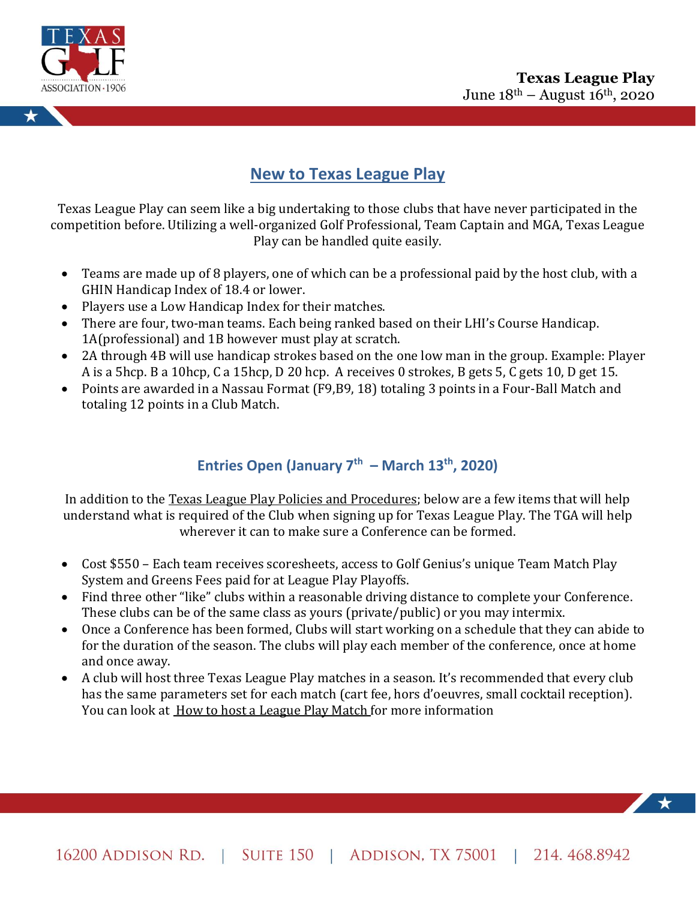**Texas League Play**
June 18th – August 16th, 2020

## New to Texas League Play

Texas League Play can seem like a big undertaking to those clubs that have never participated in the competition before. Utilizing a well-organized Golf Professional, Team Captain and MGA, Texas League Play can be handled quite easily.

- Teams are made up of 8 players, one of which can be a professional paid by the host club, with a GHIN Handicap Index of 18.4 or lower.
- Players use a Low Handicap Index for their matches.
- There are four, two-man teams. Each being ranked based on their LHI's Course Handicap. 1A(professional) and 1B however must play at scratch.
- 2A through 4B will use handicap strokes based on the one low man in the group. Example: Player A is a 5hcp. B a 10hcp, C a 15hcp, D 20 hcp. A receives 0 strokes, B gets 5, C gets 10, D get 15.
- Points are awarded in a Nassau Format (F9,B9, 18) totaling 3 points in a Four-Ball Match and totaling 12 points in a Club Match.

### Entries Open (January 7th – March 13th, 2020)

In addition to the Texas League Play Policies and Procedures; below are a few items that will help understand what is required of the Club when signing up for Texas League Play. The TGA will help wherever it can to make sure a Conference can be formed.

- Cost $550 – Each team receives scoresheets, access to Golf Genius's unique Team Match Play System and Greens Fees paid for at League Play Playoffs.
- Find three other "like" clubs within a reasonable driving distance to complete your Conference. These clubs can be of the same class as yours (private/public) or you may intermix.
- Once a Conference has been formed, Clubs will start working on a schedule that they can abide to for the duration of the season. The clubs will play each member of the conference, once at home and once away.
- A club will host three Texas League Play matches in a season. It's recommended that every club has the same parameters set for each match (cart fee, hors d'oeuvres, small cocktail reception). You can look at How to host a League Play Match for more information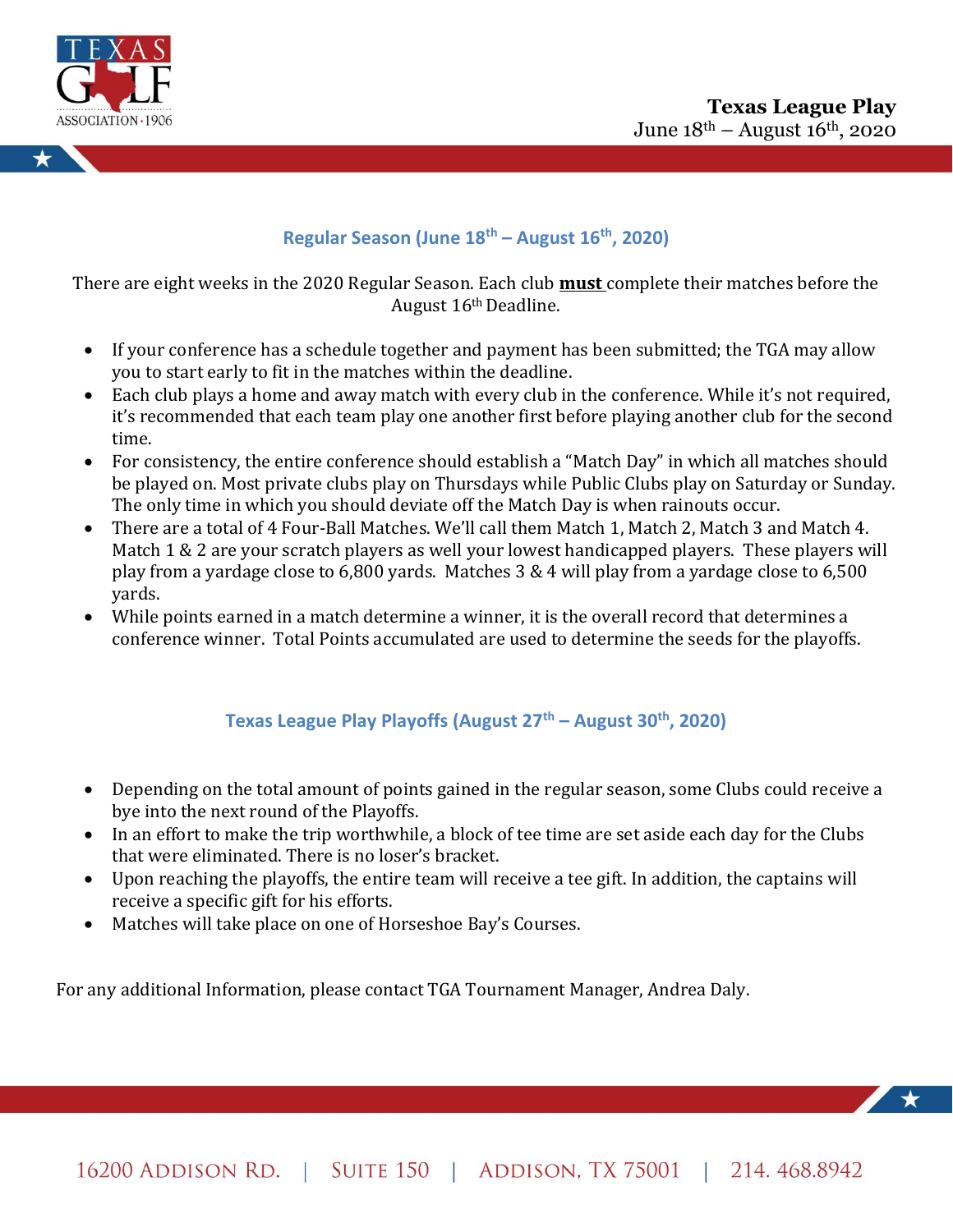**Texas League Play**
June 18th – August 16th, 2020

## Regular Season (June 18th – August 16th, 2020)

There are eight weeks in the 2020 Regular Season. Each club **must** complete their matches before the August 16th Deadline.

- If your conference has a schedule together and payment has been submitted; the TGA may allow you to start early to fit in the matches within the deadline.
- Each club plays a home and away match with every club in the conference. While it's not required, it's recommended that each team play one another first before playing another club for the second time.
- For consistency, the entire conference should establish a "Match Day" in which all matches should be played on. Most private clubs play on Thursdays while Public Clubs play on Saturday or Sunday. The only time in which you should deviate off the Match Day is when rainouts occur.
- There are a total of 4 Four-Ball Matches. We'll call them Match 1, Match 2, Match 3 and Match 4. Match 1 & 2 are your scratch players as well your lowest handicapped players. These players will play from a yardage close to 6,800 yards. Matches 3 & 4 will play from a yardage close to 6,500 yards.
- While points earned in a match determine a winner, it is the overall record that determines a conference winner. Total Points accumulated are used to determine the seeds for the playoffs.

## Texas League Play Playoffs (August 27th – August 30th, 2020)

- Depending on the total amount of points gained in the regular season, some Clubs could receive a bye into the next round of the Playoffs.
- In an effort to make the trip worthwhile, a block of tee time are set aside each day for the Clubs that were eliminated. There is no loser's bracket.
- Upon reaching the playoffs, the entire team will receive a tee gift. In addition, the captains will receive a specific gift for his efforts.
- Matches will take place on one of Horseshoe Bay's Courses.

For any additional Information, please contact TGA Tournament Manager, Andrea Daly.